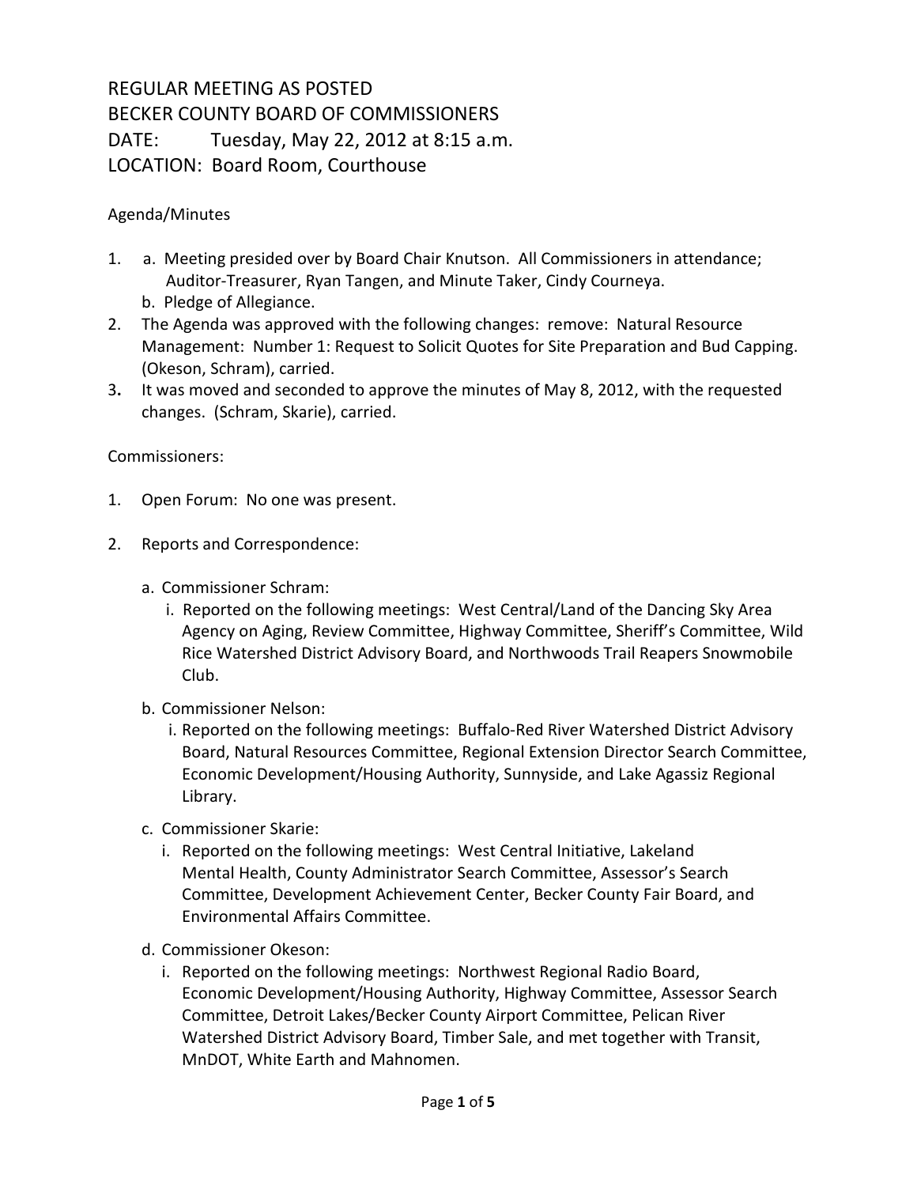# REGULAR MEETING AS POSTED
# BECKER COUNTY BOARD OF COMMISSIONERS

DATE: Tuesday, May 22, 2012 at 8:15 a.m.
LOCATION: Board Room, Courthouse

Agenda/Minutes

1. a. Meeting presided over by Board Chair Knutson. All Commissioners in attendance; Auditor-Treasurer, Ryan Tangen, and Minute Taker, Cindy Courneya.
   b. Pledge of Allegiance.
2. The Agenda was approved with the following changes: remove: Natural Resource Management: Number 1: Request to Solicit Quotes for Site Preparation and Bud Capping. (Okeson, Schram), carried.
3. It was moved and seconded to approve the minutes of May 8, 2012, with the requested changes. (Schram, Skarie), carried.

Commissioners:

1. Open Forum: No one was present.

2. Reports and Correspondence:

   a. Commissioner Schram:
      i. Reported on the following meetings: West Central/Land of the Dancing Sky Area Agency on Aging, Review Committee, Highway Committee, Sheriff's Committee, Wild Rice Watershed District Advisory Board, and Northwoods Trail Reapers Snowmobile Club.

   b. Commissioner Nelson:
      i. Reported on the following meetings: Buffalo-Red River Watershed District Advisory Board, Natural Resources Committee, Regional Extension Director Search Committee, Economic Development/Housing Authority, Sunnyside, and Lake Agassiz Regional Library.

   c. Commissioner Skarie:
      i. Reported on the following meetings: West Central Initiative, Lakeland Mental Health, County Administrator Search Committee, Assessor's Search Committee, Development Achievement Center, Becker County Fair Board, and Environmental Affairs Committee.

   d. Commissioner Okeson:
      i. Reported on the following meetings: Northwest Regional Radio Board, Economic Development/Housing Authority, Highway Committee, Assessor Search Committee, Detroit Lakes/Becker County Airport Committee, Pelican River Watershed District Advisory Board, Timber Sale, and met together with Transit, MnDOT, White Earth and Mahnomen.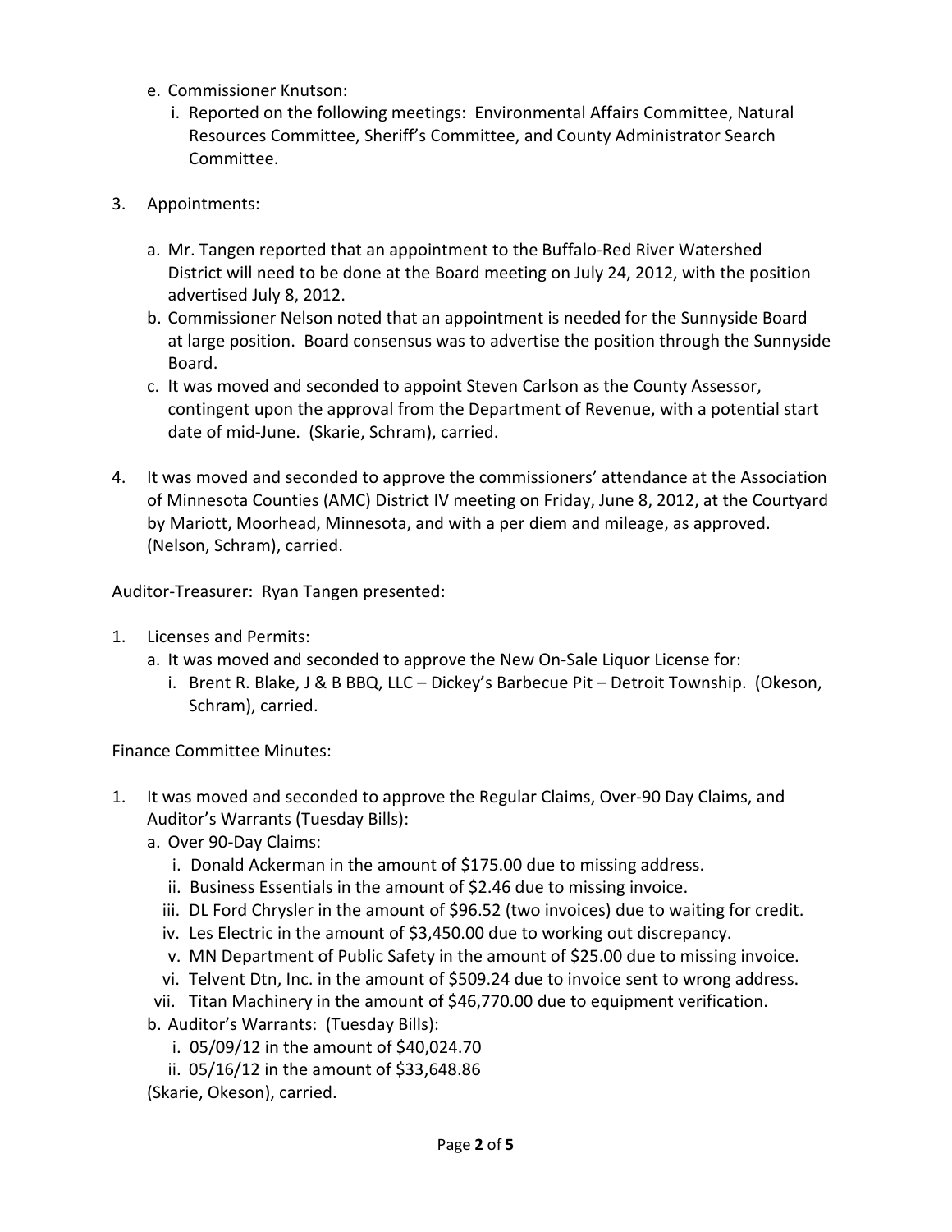e. Commissioner Knutson:
   i. Reported on the following meetings: Environmental Affairs Committee, Natural Resources Committee, Sheriff's Committee, and County Administrator Search Committee.

3. Appointments:

   a. Mr. Tangen reported that an appointment to the Buffalo-Red River Watershed District will need to be done at the Board meeting on July 24, 2012, with the position advertised July 8, 2012.
   b. Commissioner Nelson noted that an appointment is needed for the Sunnyside Board at large position. Board consensus was to advertise the position through the Sunnyside Board.
   c. It was moved and seconded to appoint Steven Carlson as the County Assessor, contingent upon the approval from the Department of Revenue, with a potential start date of mid-June. (Skarie, Schram), carried.

4. It was moved and seconded to approve the commissioners' attendance at the Association of Minnesota Counties (AMC) District IV meeting on Friday, June 8, 2012, at the Courtyard by Mariott, Moorhead, Minnesota, and with a per diem and mileage, as approved. (Nelson, Schram), carried.

Auditor-Treasurer: Ryan Tangen presented:

1. Licenses and Permits:
   a. It was moved and seconded to approve the New On-Sale Liquor License for:
      i. Brent R. Blake, J & B BBQ, LLC – Dickey's Barbecue Pit – Detroit Township. (Okeson, Schram), carried.

Finance Committee Minutes:

1. It was moved and seconded to approve the Regular Claims, Over-90 Day Claims, and Auditor's Warrants (Tuesday Bills):
   a. Over 90-Day Claims:
      i. Donald Ackerman in the amount of $175.00 due to missing address.
      ii. Business Essentials in the amount of $2.46 due to missing invoice.
      iii. DL Ford Chrysler in the amount of $96.52 (two invoices) due to waiting for credit.
      iv. Les Electric in the amount of $3,450.00 due to working out discrepancy.
      v. MN Department of Public Safety in the amount of $25.00 due to missing invoice.
      vi. Telvent Dtn, Inc. in the amount of $509.24 due to invoice sent to wrong address.
      vii. Titan Machinery in the amount of $46,770.00 due to equipment verification.
   b. Auditor's Warrants: (Tuesday Bills):
      i. 05/09/12 in the amount of $40,024.70
      ii. 05/16/12 in the amount of $33,648.86

   (Skarie, Okeson), carried.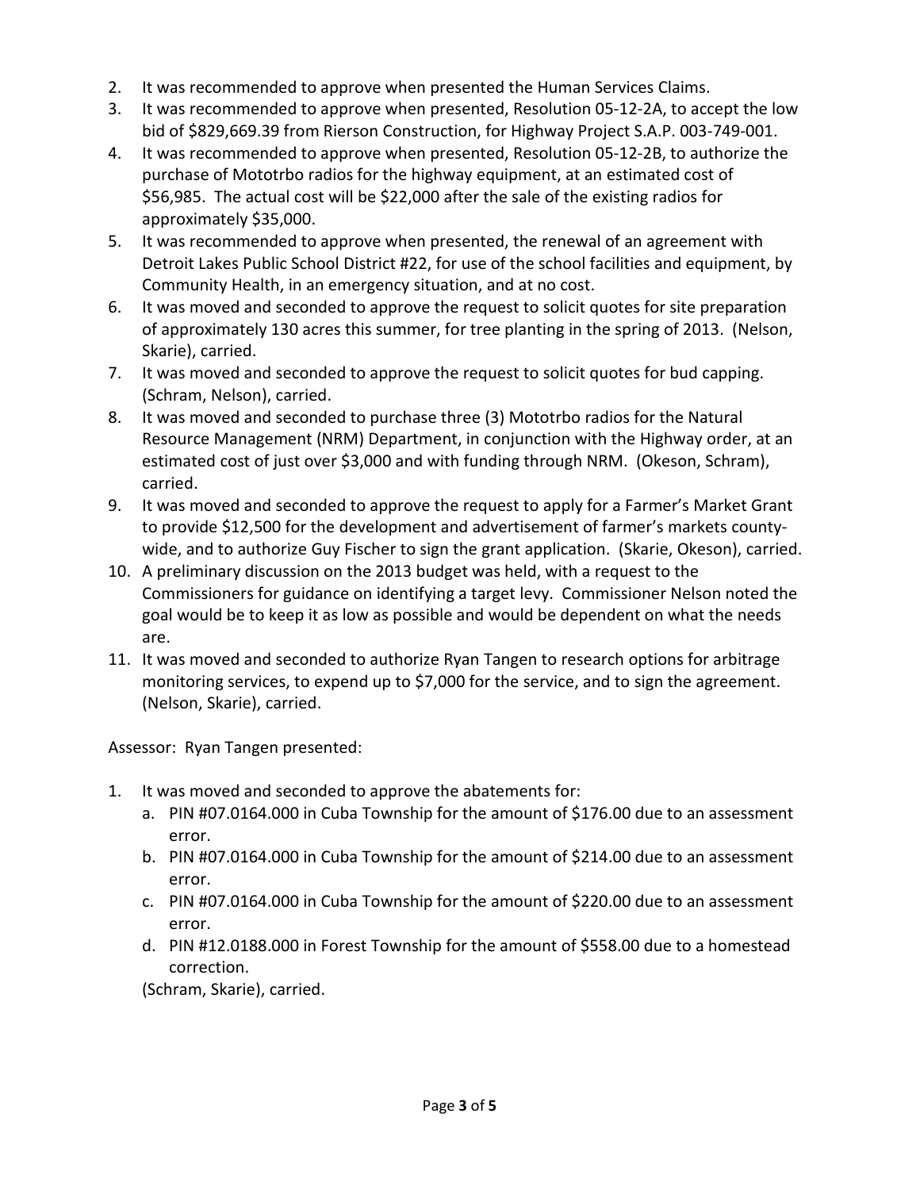2. It was recommended to approve when presented the Human Services Claims.
3. It was recommended to approve when presented, Resolution 05-12-2A, to accept the low bid of $829,669.39 from Rierson Construction, for Highway Project S.A.P. 003-749-001.
4. It was recommended to approve when presented, Resolution 05-12-2B, to authorize the purchase of Mototrbo radios for the highway equipment, at an estimated cost of $56,985. The actual cost will be $22,000 after the sale of the existing radios for approximately $35,000.
5. It was recommended to approve when presented, the renewal of an agreement with Detroit Lakes Public School District #22, for use of the school facilities and equipment, by Community Health, in an emergency situation, and at no cost.
6. It was moved and seconded to approve the request to solicit quotes for site preparation of approximately 130 acres this summer, for tree planting in the spring of 2013. (Nelson, Skarie), carried.
7. It was moved and seconded to approve the request to solicit quotes for bud capping. (Schram, Nelson), carried.
8. It was moved and seconded to purchase three (3) Mototrbo radios for the Natural Resource Management (NRM) Department, in conjunction with the Highway order, at an estimated cost of just over $3,000 and with funding through NRM. (Okeson, Schram), carried.
9. It was moved and seconded to approve the request to apply for a Farmer's Market Grant to provide $12,500 for the development and advertisement of farmer's markets county-wide, and to authorize Guy Fischer to sign the grant application. (Skarie, Okeson), carried.
10. A preliminary discussion on the 2013 budget was held, with a request to the Commissioners for guidance on identifying a target levy. Commissioner Nelson noted the goal would be to keep it as low as possible and would be dependent on what the needs are.
11. It was moved and seconded to authorize Ryan Tangen to research options for arbitrage monitoring services, to expend up to $7,000 for the service, and to sign the agreement. (Nelson, Skarie), carried.

Assessor: Ryan Tangen presented:

1. It was moved and seconded to approve the abatements for:
   a. PIN #07.0164.000 in Cuba Township for the amount of $176.00 due to an assessment error.
   b. PIN #07.0164.000 in Cuba Township for the amount of $214.00 due to an assessment error.
   c. PIN #07.0164.000 in Cuba Township for the amount of $220.00 due to an assessment error.
   d. PIN #12.0188.000 in Forest Township for the amount of $558.00 due to a homestead correction.

   (Schram, Skarie), carried.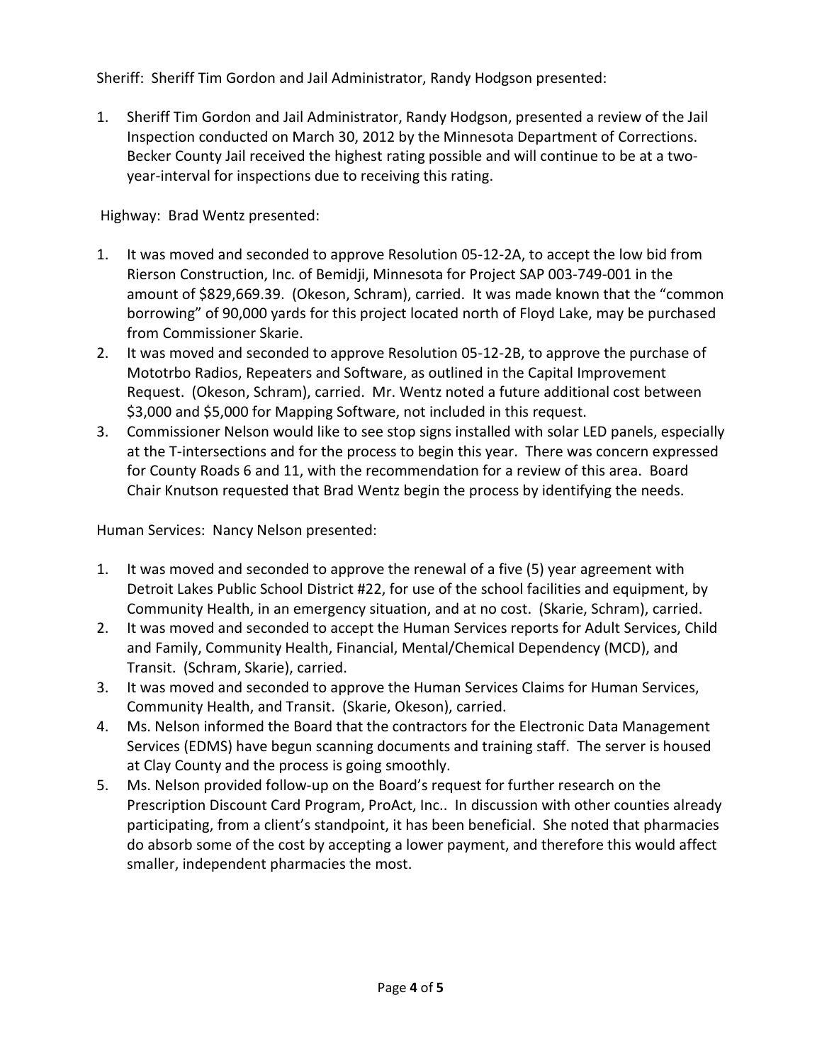Sheriff: Sheriff Tim Gordon and Jail Administrator, Randy Hodgson presented:

1. Sheriff Tim Gordon and Jail Administrator, Randy Hodgson, presented a review of the Jail Inspection conducted on March 30, 2012 by the Minnesota Department of Corrections. Becker County Jail received the highest rating possible and will continue to be at a two-year-interval for inspections due to receiving this rating.

Highway: Brad Wentz presented:

1. It was moved and seconded to approve Resolution 05-12-2A, to accept the low bid from Rierson Construction, Inc. of Bemidji, Minnesota for Project SAP 003-749-001 in the amount of $829,669.39. (Okeson, Schram), carried. It was made known that the "common borrowing" of 90,000 yards for this project located north of Floyd Lake, may be purchased from Commissioner Skarie.
2. It was moved and seconded to approve Resolution 05-12-2B, to approve the purchase of Mototrbo Radios, Repeaters and Software, as outlined in the Capital Improvement Request. (Okeson, Schram), carried. Mr. Wentz noted a future additional cost between $3,000 and $5,000 for Mapping Software, not included in this request.
3. Commissioner Nelson would like to see stop signs installed with solar LED panels, especially at the T-intersections and for the process to begin this year. There was concern expressed for County Roads 6 and 11, with the recommendation for a review of this area. Board Chair Knutson requested that Brad Wentz begin the process by identifying the needs.

Human Services: Nancy Nelson presented:

1. It was moved and seconded to approve the renewal of a five (5) year agreement with Detroit Lakes Public School District #22, for use of the school facilities and equipment, by Community Health, in an emergency situation, and at no cost. (Skarie, Schram), carried.
2. It was moved and seconded to accept the Human Services reports for Adult Services, Child and Family, Community Health, Financial, Mental/Chemical Dependency (MCD), and Transit. (Schram, Skarie), carried.
3. It was moved and seconded to approve the Human Services Claims for Human Services, Community Health, and Transit. (Skarie, Okeson), carried.
4. Ms. Nelson informed the Board that the contractors for the Electronic Data Management Services (EDMS) have begun scanning documents and training staff. The server is housed at Clay County and the process is going smoothly.
5. Ms. Nelson provided follow-up on the Board's request for further research on the Prescription Discount Card Program, ProAct, Inc.. In discussion with other counties already participating, from a client's standpoint, it has been beneficial. She noted that pharmacies do absorb some of the cost by accepting a lower payment, and therefore this would affect smaller, independent pharmacies the most.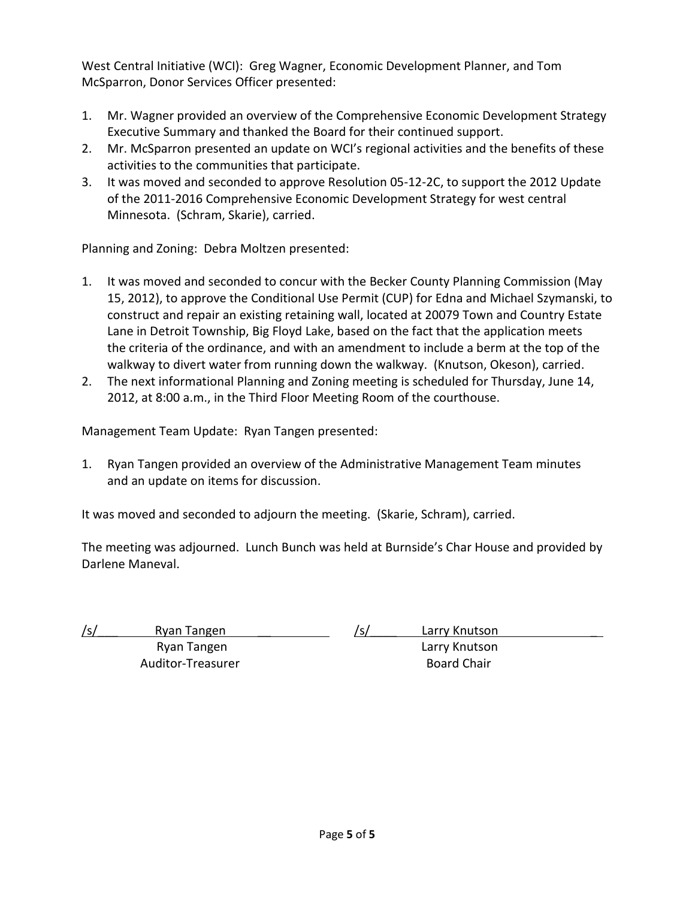West Central Initiative (WCI): Greg Wagner, Economic Development Planner, and Tom McSparron, Donor Services Officer presented:

1. Mr. Wagner provided an overview of the Comprehensive Economic Development Strategy Executive Summary and thanked the Board for their continued support.
2. Mr. McSparron presented an update on WCI's regional activities and the benefits of these activities to the communities that participate.
3. It was moved and seconded to approve Resolution 05-12-2C, to support the 2012 Update of the 2011-2016 Comprehensive Economic Development Strategy for west central Minnesota. (Schram, Skarie), carried.

Planning and Zoning: Debra Moltzen presented:

1. It was moved and seconded to concur with the Becker County Planning Commission (May 15, 2012), to approve the Conditional Use Permit (CUP) for Edna and Michael Szymanski, to construct and repair an existing retaining wall, located at 20079 Town and Country Estate Lane in Detroit Township, Big Floyd Lake, based on the fact that the application meets the criteria of the ordinance, and with an amendment to include a berm at the top of the walkway to divert water from running down the walkway. (Knutson, Okeson), carried.
2. The next informational Planning and Zoning meeting is scheduled for Thursday, June 14, 2012, at 8:00 a.m., in the Third Floor Meeting Room of the courthouse.

Management Team Update: Ryan Tangen presented:

1. Ryan Tangen provided an overview of the Administrative Management Team minutes and an update on items for discussion.

It was moved and seconded to adjourn the meeting. (Skarie, Schram), carried.

The meeting was adjourned. Lunch Bunch was held at Burnside's Char House and provided by Darlene Maneval.

/s/ Ryan Tangen
Ryan Tangen
Auditor-Treasurer

/s/ Larry Knutson
Larry Knutson
Board Chair